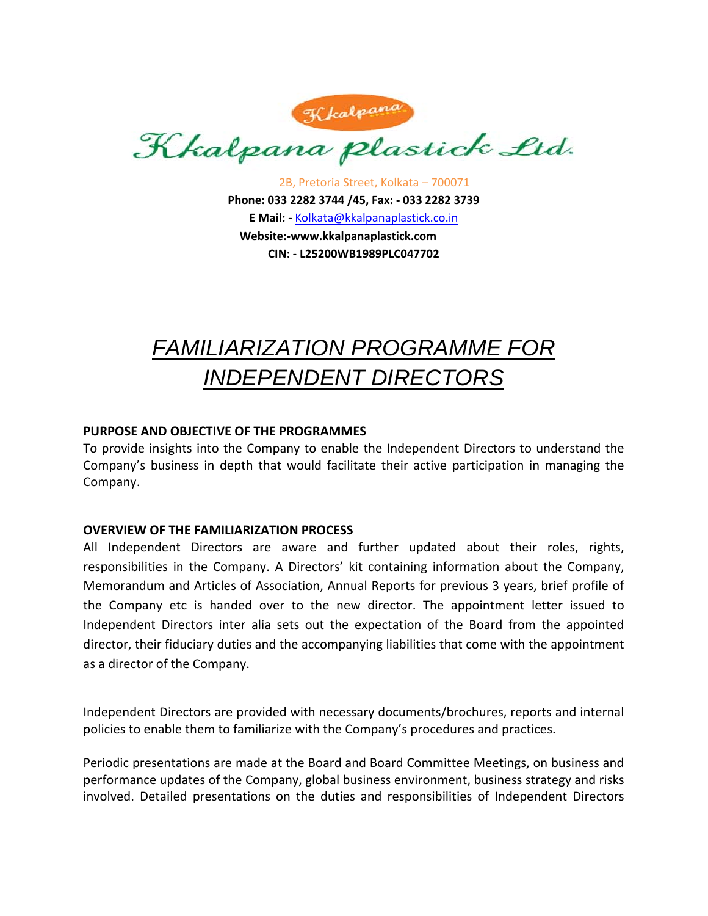Kkalpana

Kkalpana plastick Ltd.

2B, Pretoria Street, Kolkata – 700071

**Phone: 033 2282 3744 /45, Fax: - 033 2282 3739**

**E Mail: -** Kolkata@kkalpanaplastick.co.in

**Website:-www.kkalpanaplastick.com**

**CIN: - L25200WB1989PLC047702**

# *FAMILIARIZATION PROGRAMME FOR INDEPENDENT DIRECTORS*

**PURPOSE AND OBJECTIVE OF THE PROGRAMMES**

To provide insights into the Company to enable the Independent Directors to understand the Company's business in depth that would facilitate their active participation in managing the Company.

**OVERVIEW OF THE FAMILIARIZATION PROCESS**

All Independent Directors are aware and further updated about their roles, rights, responsibilities in the Company. A Directors' kit containing information about the Company, Memorandum and Articles of Association, Annual Reports for previous 3 years, brief profile of the Company etc is handed over to the new director. The appointment letter issued to Independent Directors inter alia sets out the expectation of the Board from the appointed director, their fiduciary duties and the accompanying liabilities that come with the appointment as a director of the Company.

Independent Directors are provided with necessary documents/brochures, reports and internal policies to enable them to familiarize with the Company's procedures and practices.

Periodic presentations are made at the Board and Board Committee Meetings, on business and performance updates of the Company, global business environment, business strategy and risks involved. Detailed presentations on the duties and responsibilities of Independent Directors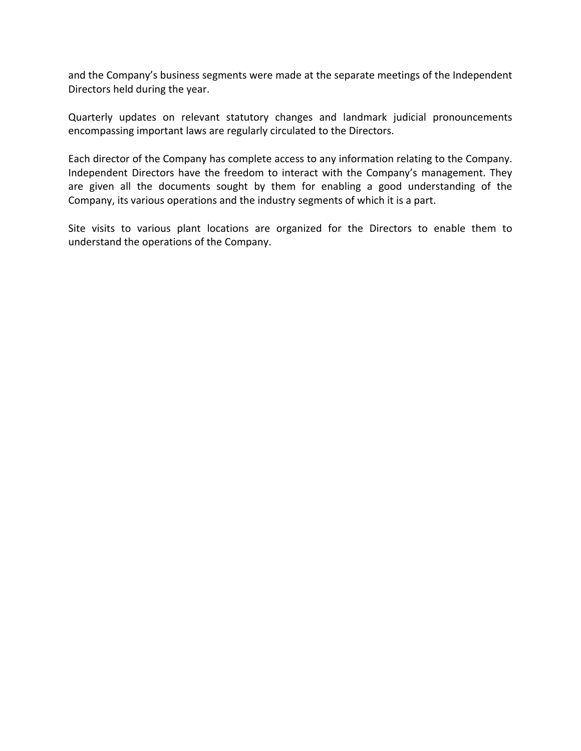and the Company's business segments were made at the separate meetings of the Independent Directors held during the year.

Quarterly updates on relevant statutory changes and landmark judicial pronouncements encompassing important laws are regularly circulated to the Directors.

Each director of the Company has complete access to any information relating to the Company. Independent Directors have the freedom to interact with the Company's management. They are given all the documents sought by them for enabling a good understanding of the Company, its various operations and the industry segments of which it is a part.

Site visits to various plant locations are organized for the Directors to enable them to understand the operations of the Company.